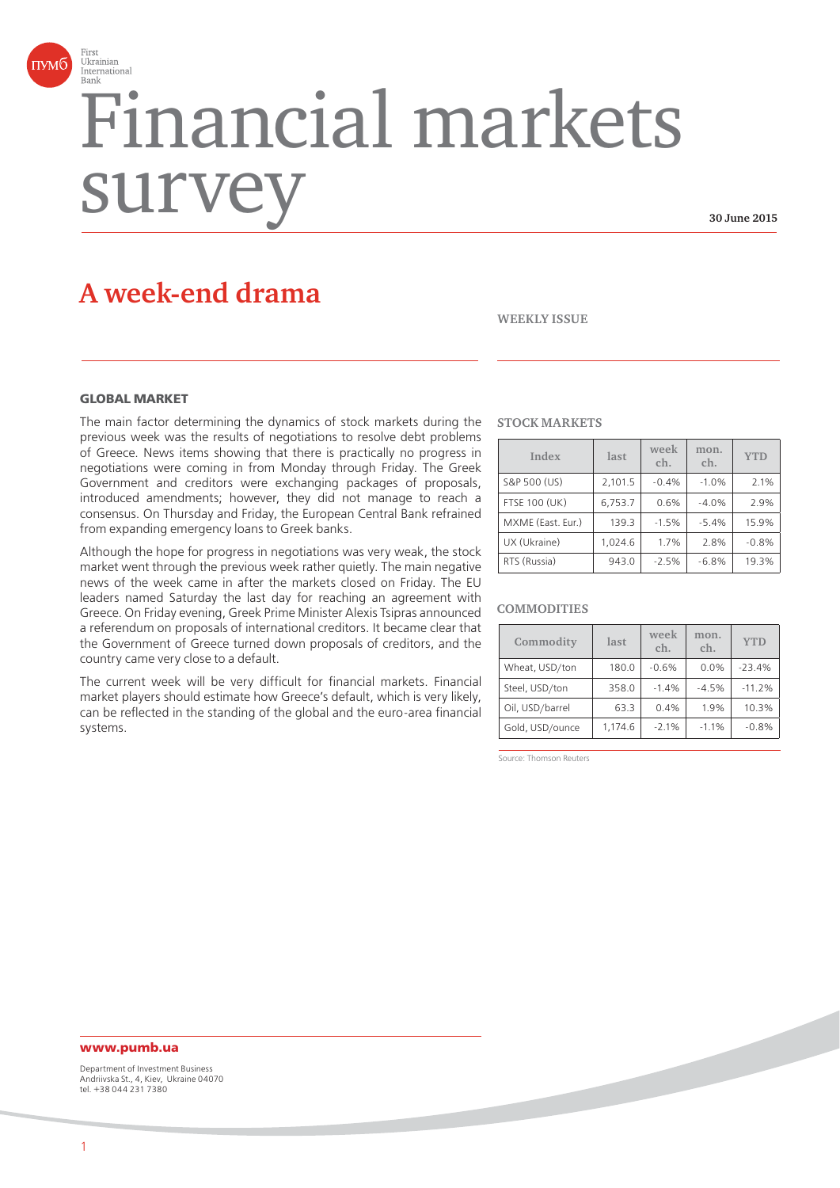First Ukrainian International Bank

# Financial markets survey

30 June 2015

## A week-end drama

WEEKLY ISSUE

### GLOBAL MARKET

The main factor determining the dynamics of stock markets during the previous week was the results of negotiations to resolve debt problems of Greece. News items showing that there is practically no progress in negotiations were coming in from Monday through Friday. The Greek Government and creditors were exchanging packages of proposals, introduced amendments; however, they did not manage to reach a consensus. On Thursday and Friday, the European Central Bank refrained from expanding emergency loans to Greek banks.

Although the hope for progress in negotiations was very weak, the stock market went through the previous week rather quietly. The main negative news of the week came in after the markets closed on Friday. The EU leaders named Saturday the last day for reaching an agreement with Greece. On Friday evening, Greek Prime Minister Alexis Tsipras announced a referendum on proposals of international creditors. It became clear that the Government of Greece turned down proposals of creditors, and the country came very close to a default.

The current week will be very difficult for financial markets. Financial market players should estimate how Greece's default, which is very likely, can be reflected in the standing of the global and the euro-area financial systems.

#### STOCK MARKETS

| Index | last | week ch. | mon. ch. | YTD |
|---|---|---|---|---|
| S&P 500 (US) | 2,101.5 | -0.4% | -1.0% | 2.1% |
| FTSE 100 (UK) | 6,753.7 | 0.6% | -4.0% | 2.9% |
| MXME (East. Eur.) | 139.3 | -1.5% | -5.4% | 15.9% |
| UX (Ukraine) | 1,024.6 | 1.7% | 2.8% | -0.8% |
| RTS (Russia) | 943.0 | -2.5% | -6.8% | 19.3% |

#### COMMODITIES

| Commodity | last | week ch. | mon. ch. | YTD |
|---|---|---|---|---|
| Wheat, USD/ton | 180.0 | -0.6% | 0.0% | -23.4% |
| Steel, USD/ton | 358.0 | -1.4% | -4.5% | -11.2% |
| Oil, USD/barrel | 63.3 | 0.4% | 1.9% | 10.3% |
| Gold, USD/ounce | 1,174.6 | -2.1% | -1.1% | -0.8% |

Source: Thomson Reuters

**www.pumb.ua**

Department of Investment Business
Andriivska St., 4, Kiev, Ukraine 04070
tel. +38 044 231 7380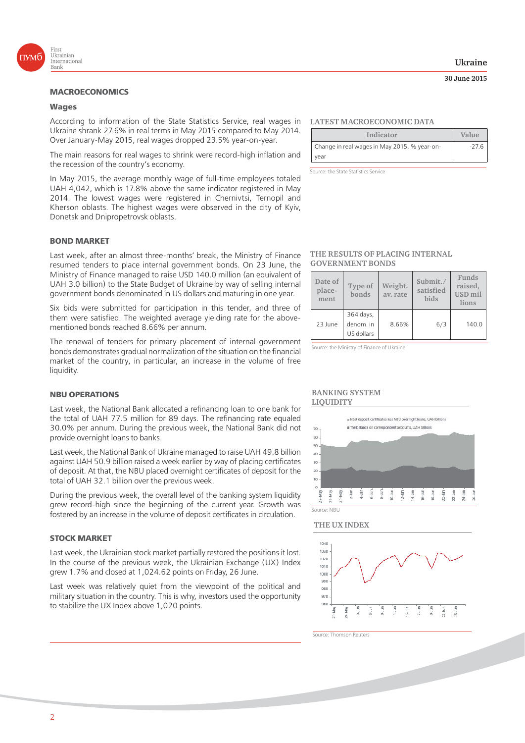# MACROECONOMICS

## Wages

According to information of the State Statistics Service, real wages in Ukraine shrank 27.6% in real terms in May 2015 compared to May 2014. Over January-May 2015, real wages dropped 23.5% year-on-year.

The main reasons for real wages to shrink were record-high inflation and the recession of the country's economy.

In May 2015, the average monthly wage of full-time employees totaled UAH 4,042, which is 17.8% above the same indicator registered in May 2014. The lowest wages were registered in Chernivtsi, Ternopil and Kherson oblasts. The highest wages were observed in the city of Kyiv, Donetsk and Dnipropetrovsk oblasts.

**LATEST MACROECONOMIC DATA**

| Indicator | Value |
| --- | --- |
| Change in real wages in May 2015, % year-on-year | -27.6 |

Source: the State Statistics Service

# BOND MARKET

Last week, after an almost three-months' break, the Ministry of Finance resumed tenders to place internal government bonds. On 23 June, the Ministry of Finance managed to raise USD 140.0 million (an equivalent of UAH 3.0 billion) to the State Budget of Ukraine by way of selling internal government bonds denominated in US dollars and maturing in one year.

Six bids were submitted for participation in this tender, and three of them were satisfied. The weighted average yielding rate for the above-mentioned bonds reached 8.66% per annum.

The renewal of tenders for primary placement of internal government bonds demonstrates gradual normalization of the situation on the financial market of the country, in particular, an increase in the volume of free liquidity.

**THE RESULTS OF PLACING INTERNAL GOVERNMENT BONDS**

| Date of place-ment | Type of bonds | Weight. av. rate | Submit./ satisfied bids | Funds raised, USD mil lions |
| --- | --- | --- | --- | --- |
| 23 June | 364 days, denom. in US dollars | 8.66% | 6/3 | 140.0 |

Source: the Ministry of Finance of Ukraine

# NBU OPERATIONS

Last week, the National Bank allocated a refinancing loan to one bank for the total of UAH 77.5 million for 89 days. The refinancing rate equaled 30.0% per annum. During the previous week, the National Bank did not provide overnight loans to banks.

Last week, the National Bank of Ukraine managed to raise UAH 49.8 billion against UAH 50.9 billion raised a week earlier by way of placing certificates of deposit. At that, the NBU placed overnight certificates of deposit for the total of UAH 32.1 billion over the previous week.

During the previous week, the overall level of the banking system liquidity grew record-high since the beginning of the current year. Growth was fostered by an increase in the volume of deposit certificates in circulation.

**BANKING SYSTEM LIQUIDITY**

Source: NBU

# STOCK MARKET

Last week, the Ukrainian stock market partially restored the positions it lost. In the course of the previous week, the Ukrainian Exchange (UX) Index grew 1.7% and closed at 1,024.62 points on Friday, 26 June.

Last week was relatively quiet from the viewpoint of the political and military situation in the country. This is why, investors used the opportunity to stabilize the UX Index above 1,020 points.

**THE UX INDEX**

Source: Thomson Reuters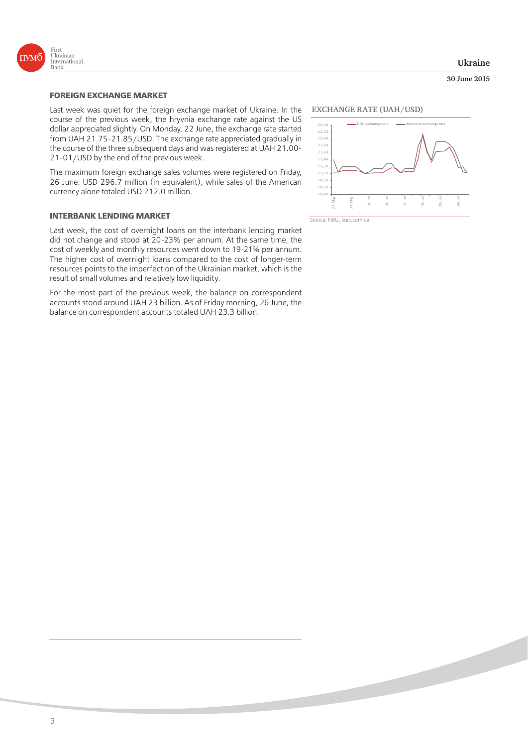## FOREIGN EXCHANGE MARKET

Last week was quiet for the foreign exchange market of Ukraine. In the course of the previous week, the hryvnia exchange rate against the US dollar appreciated slightly. On Monday, 22 June, the exchange rate started from UAH 21.75-21.85/USD. The exchange rate appreciated gradually in the course of the three subsequent days and was registered at UAH 21.00-21-01/USD by the end of the previous week.

The maximum foreign exchange sales volumes were registered on Friday, 26 June: USD 296.7 million (in equivalent), while sales of the American currency alone totaled USD 212.0 million.

## INTERBANK LENDING MARKET

Last week, the cost of overnight loans on the interbank lending market did not change and stood at 20-23% per annum. At the same time, the cost of weekly and monthly resources went down to 19-21% per annum. The higher cost of overnight loans compared to the cost of longer-term resources points to the imperfection of the Ukrainian market, which is the result of small volumes and relatively low liquidity.

For the most part of the previous week, the balance on correspondent accounts stood around UAH 23 billion. As of Friday morning, 26 June, the balance on correspondent accounts totaled UAH 23.3 billion.

**EXCHANGE RATE (UAH/USD)**

Source: NBU, kurs.com.ua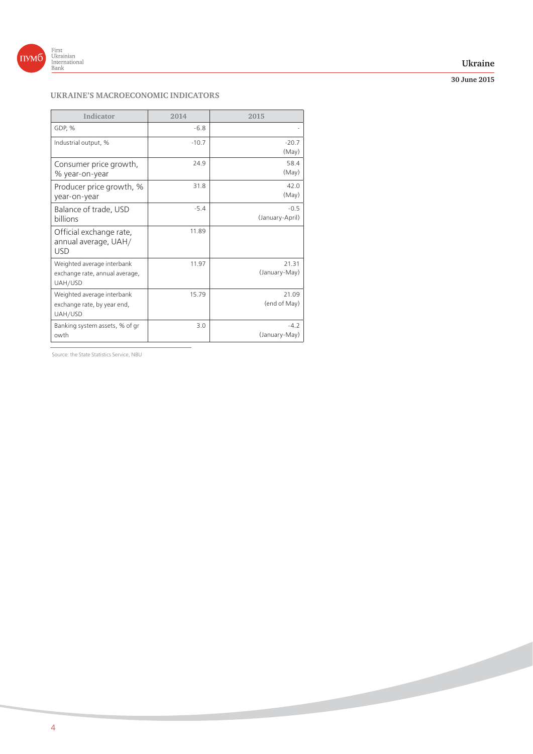### UKRAINE'S MACROECONOMIC INDICATORS

| Indicator | 2014 | 2015 |
|---|---|---|
| GDP, % | -6.8 | - |
| Industrial output, % | -10.7 | -20.7 (May) |
| Consumer price growth, % year-on-year | 24.9 | 58.4 (May) |
| Producer price growth, % year-on-year | 31.8 | 42.0 (May) |
| Balance of trade, USD billions | -5.4 | -0.5 (January-April) |
| Official exchange rate, annual average, UAH/USD | 11.89 | |
| Weighted average interbank exchange rate, annual average, UAH/USD | 11.97 | 21.31 (January-May) |
| Weighted average interbank exchange rate, by year end, UAH/USD | 15.79 | 21.09 (end of May) |
| Banking system assets, % of growth | 3.0 | -4.2 (January-May) |

Source: the State Statistics Service, NBU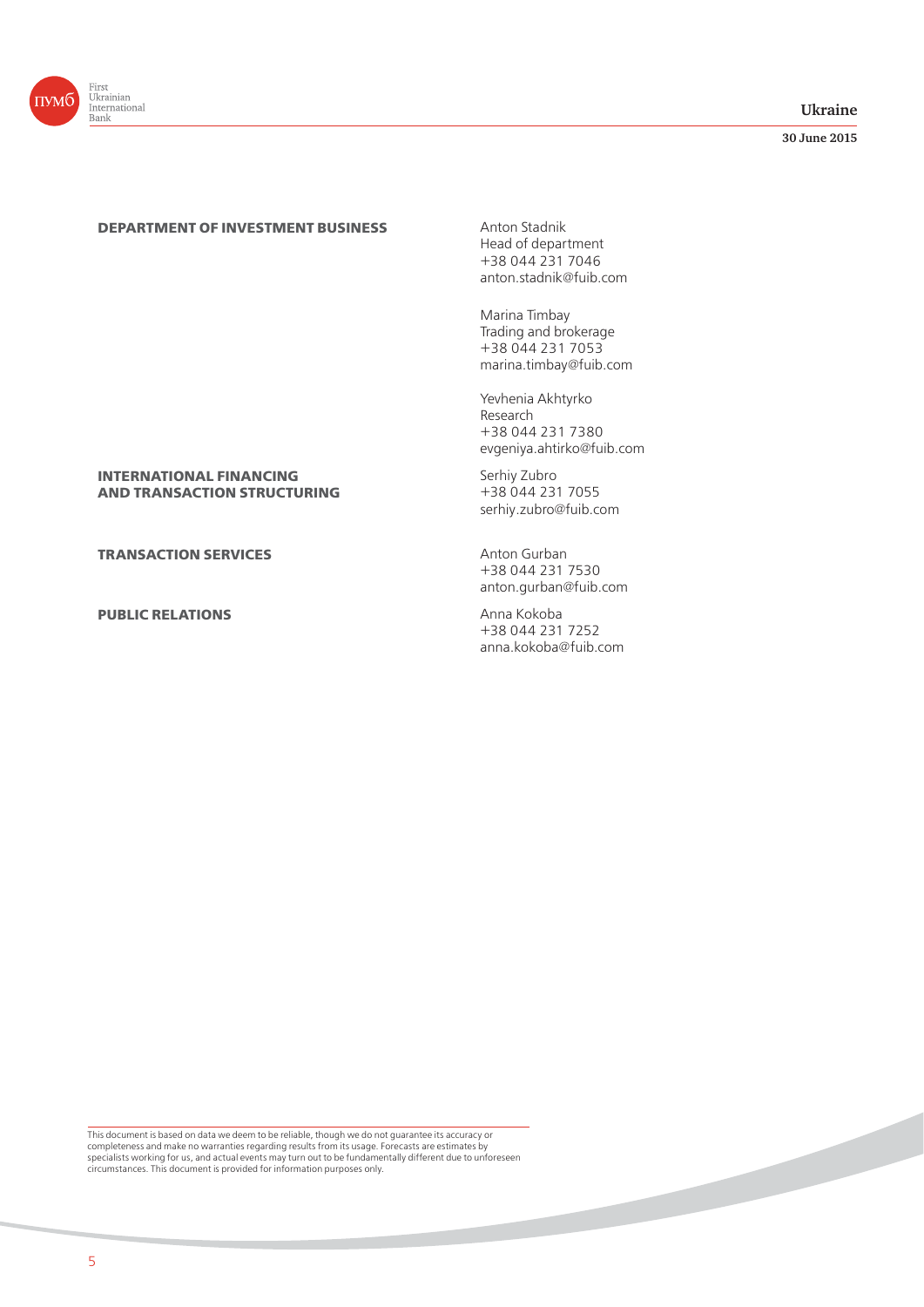**DEPARTMENT OF INVESTMENT BUSINESS**

Anton Stadnik
Head of department
+38 044 231 7046
anton.stadnik@fuib.com

Marina Timbay
Trading and brokerage
+38 044 231 7053
marina.timbay@fuib.com

Yevhenia Akhtyrko
Research
+38 044 231 7380
evgeniya.ahtirko@fuib.com

**INTERNATIONAL FINANCING AND TRANSACTION STRUCTURING**

Serhiy Zubro
+38 044 231 7055
serhiy.zubro@fuib.com

**TRANSACTION SERVICES**

Anton Gurban
+38 044 231 7530
anton.gurban@fuib.com

**PUBLIC RELATIONS**

Anna Kokoba
+38 044 231 7252
anna.kokoba@fuib.com

This document is based on data we deem to be reliable, though we do not guarantee its accuracy or completeness and make no warranties regarding results from its usage. Forecasts are estimates by specialists working for us, and actual events may turn out to be fundamentally different due to unforeseen circumstances. This document is provided for information purposes only.